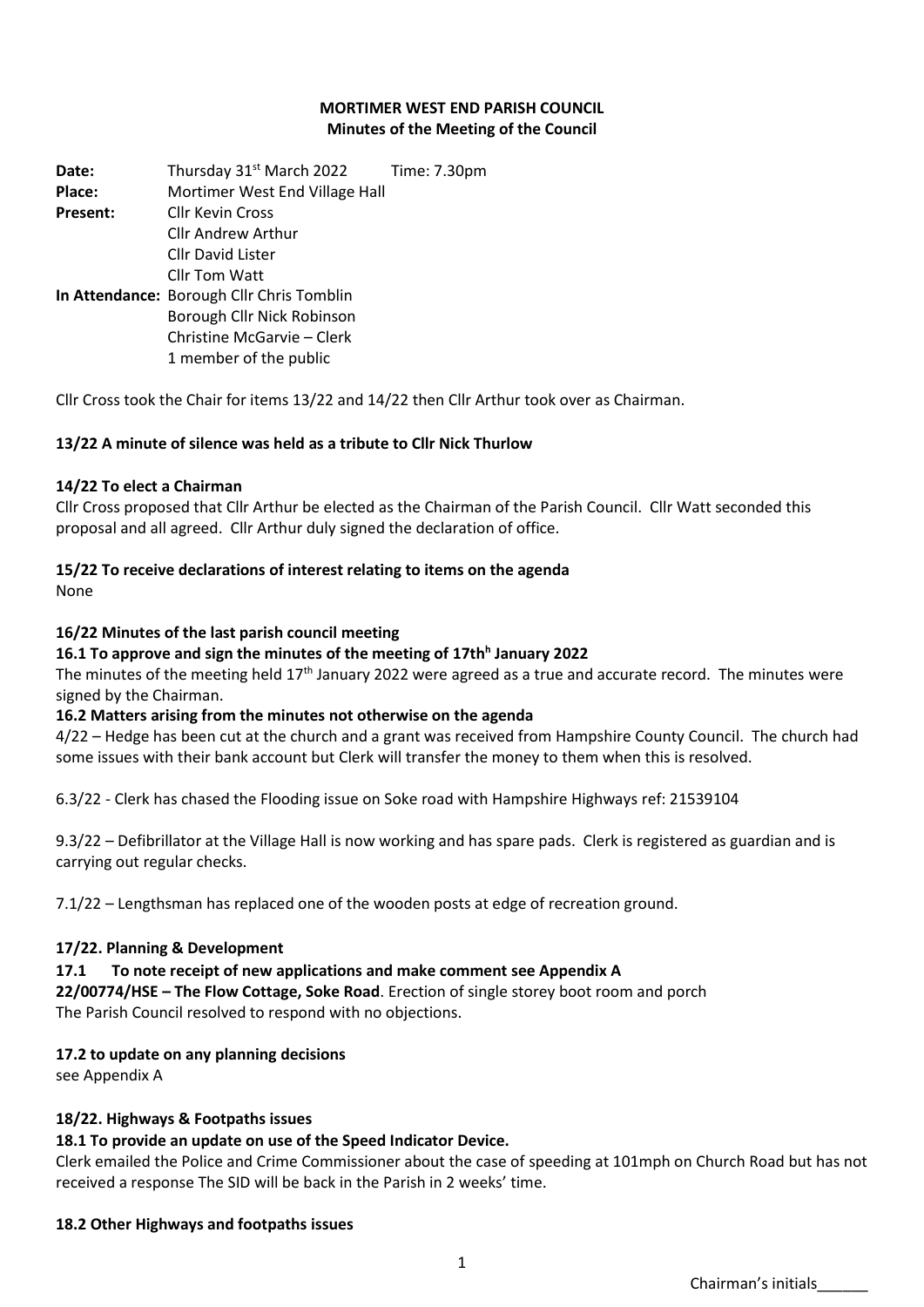**MORTIMER WEST END PARISH COUNCIL**
**Minutes of the Meeting of the Council**

**Date:** Thursday 31st March 2022 Time: 7.30pm
**Place:** Mortimer West End Village Hall
**Present:** Cllr Kevin Cross
Cllr Andrew Arthur
Cllr David Lister
Cllr Tom Watt
**In Attendance:** Borough Cllr Chris Tomblin
Borough Cllr Nick Robinson
Christine McGarvie – Clerk
1 member of the public

Cllr Cross took the Chair for items 13/22 and 14/22 then Cllr Arthur took over as Chairman.

**13/22 A minute of silence was held as a tribute to Cllr Nick Thurlow**

**14/22 To elect a Chairman**

Cllr Cross proposed that Cllr Arthur be elected as the Chairman of the Parish Council. Cllr Watt seconded this proposal and all agreed. Cllr Arthur duly signed the declaration of office.

**15/22 To receive declarations of interest relating to items on the agenda**

None

**16/22 Minutes of the last parish council meeting**

**16.1 To approve and sign the minutes of the meeting of 17thh January 2022**

The minutes of the meeting held 17th January 2022 were agreed as a true and accurate record. The minutes were signed by the Chairman.

**16.2 Matters arising from the minutes not otherwise on the agenda**

4/22 – Hedge has been cut at the church and a grant was received from Hampshire County Council. The church had some issues with their bank account but Clerk will transfer the money to them when this is resolved.

6.3/22 - Clerk has chased the Flooding issue on Soke road with Hampshire Highways ref: 21539104

9.3/22 – Defibrillator at the Village Hall is now working and has spare pads. Clerk is registered as guardian and is carrying out regular checks.

7.1/22 – Lengthsman has replaced one of the wooden posts at edge of recreation ground.

**17/22. Planning & Development**

**17.1 To note receipt of new applications and make comment see Appendix A**

**22/00774/HSE – The Flow Cottage, Soke Road**. Erection of single storey boot room and porch
The Parish Council resolved to respond with no objections.

**17.2 to update on any planning decisions**

see Appendix A

**18/22. Highways & Footpaths issues**

**18.1 To provide an update on use of the Speed Indicator Device.**

Clerk emailed the Police and Crime Commissioner about the case of speeding at 101mph on Church Road but has not received a response The SID will be back in the Parish in 2 weeks' time.

**18.2 Other Highways and footpaths issues**

Chairman's initials______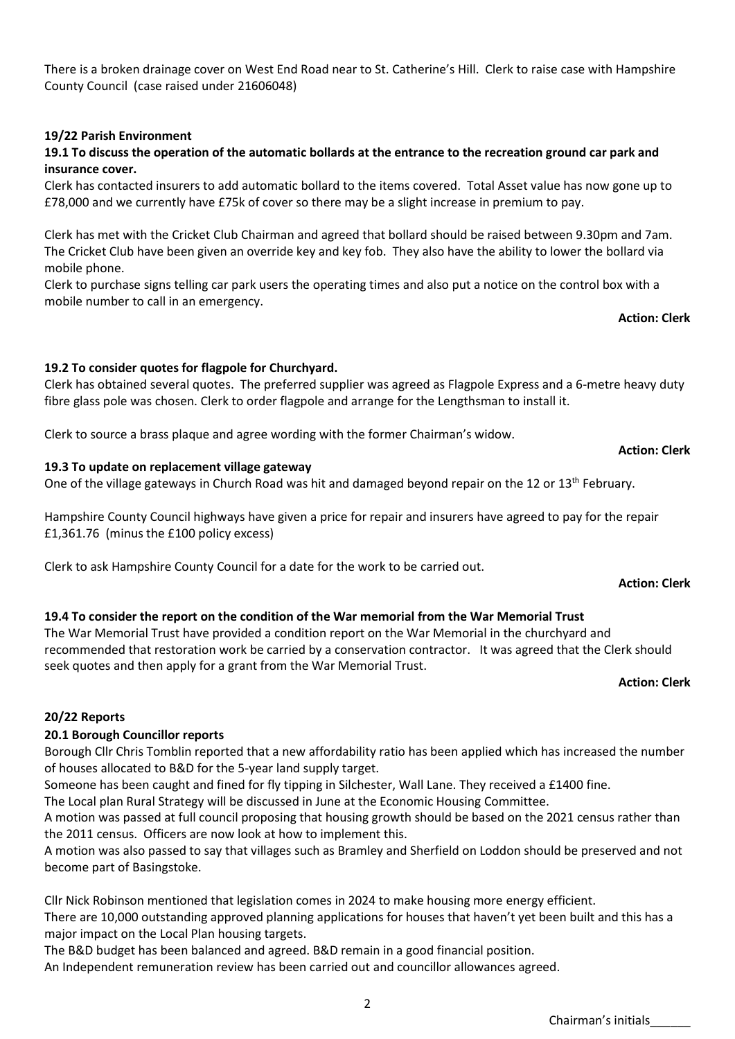There is a broken drainage cover on West End Road near to St. Catherine's Hill. Clerk to raise case with Hampshire County Council (case raised under 21606048)

**19/22 Parish Environment**

**19.1 To discuss the operation of the automatic bollards at the entrance to the recreation ground car park and insurance cover.**

Clerk has contacted insurers to add automatic bollard to the items covered. Total Asset value has now gone up to £78,000 and we currently have £75k of cover so there may be a slight increase in premium to pay.

Clerk has met with the Cricket Club Chairman and agreed that bollard should be raised between 9.30pm and 7am. The Cricket Club have been given an override key and key fob. They also have the ability to lower the bollard via mobile phone.

Clerk to purchase signs telling car park users the operating times and also put a notice on the control box with a mobile number to call in an emergency.

**Action: Clerk**

**19.2 To consider quotes for flagpole for Churchyard.**

Clerk has obtained several quotes. The preferred supplier was agreed as Flagpole Express and a 6-metre heavy duty fibre glass pole was chosen. Clerk to order flagpole and arrange for the Lengthsman to install it.

Clerk to source a brass plaque and agree wording with the former Chairman's widow.

**Action: Clerk**

**19.3 To update on replacement village gateway**

One of the village gateways in Church Road was hit and damaged beyond repair on the 12 or 13th February.

Hampshire County Council highways have given a price for repair and insurers have agreed to pay for the repair £1,361.76 (minus the £100 policy excess)

Clerk to ask Hampshire County Council for a date for the work to be carried out.

**Action: Clerk**

**19.4 To consider the report on the condition of the War memorial from the War Memorial Trust**

The War Memorial Trust have provided a condition report on the War Memorial in the churchyard and recommended that restoration work be carried by a conservation contractor. It was agreed that the Clerk should seek quotes and then apply for a grant from the War Memorial Trust.

**Action: Clerk**

**20/22 Reports**

**20.1 Borough Councillor reports**

Borough Cllr Chris Tomblin reported that a new affordability ratio has been applied which has increased the number of houses allocated to B&D for the 5-year land supply target.

Someone has been caught and fined for fly tipping in Silchester, Wall Lane. They received a £1400 fine.

The Local plan Rural Strategy will be discussed in June at the Economic Housing Committee.

A motion was passed at full council proposing that housing growth should be based on the 2021 census rather than the 2011 census. Officers are now look at how to implement this.

A motion was also passed to say that villages such as Bramley and Sherfield on Loddon should be preserved and not become part of Basingstoke.

Cllr Nick Robinson mentioned that legislation comes in 2024 to make housing more energy efficient.

There are 10,000 outstanding approved planning applications for houses that haven't yet been built and this has a major impact on the Local Plan housing targets.

The B&D budget has been balanced and agreed. B&D remain in a good financial position.

An Independent remuneration review has been carried out and councillor allowances agreed.

Chairman's initials______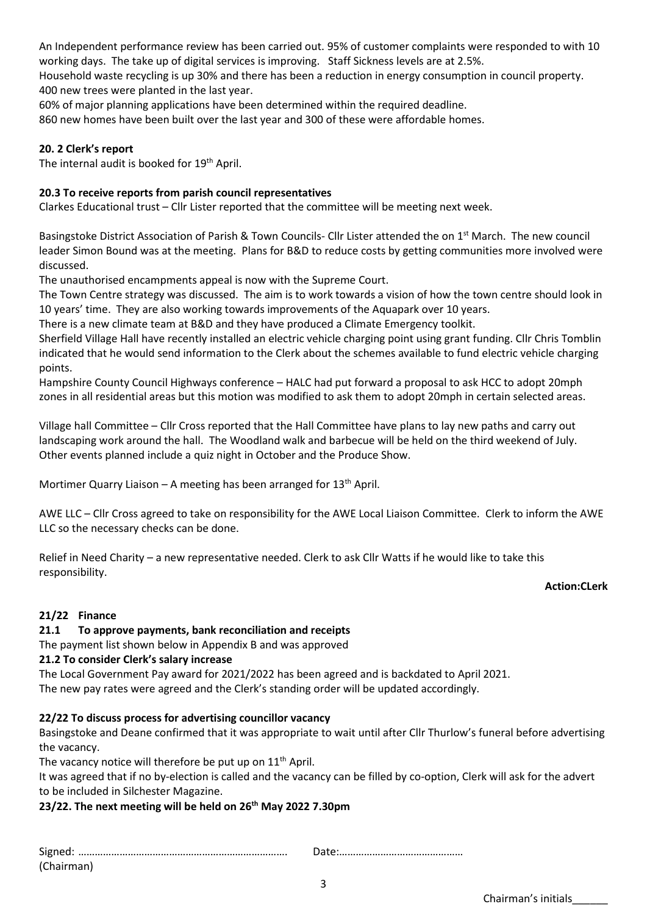An Independent performance review has been carried out. 95% of customer complaints were responded to with 10 working days. The take up of digital services is improving. Staff Sickness levels are at 2.5%.
Household waste recycling is up 30% and there has been a reduction in energy consumption in council property. 400 new trees were planted in the last year.
60% of major planning applications have been determined within the required deadline.
860 new homes have been built over the last year and 300 of these were affordable homes.

**20. 2 Clerk's report**

The internal audit is booked for 19th April.

**20.3 To receive reports from parish council representatives**

Clarkes Educational trust – Cllr Lister reported that the committee will be meeting next week.

Basingstoke District Association of Parish & Town Councils- Cllr Lister attended the on 1st March. The new council leader Simon Bound was at the meeting. Plans for B&D to reduce costs by getting communities more involved were discussed.
The unauthorised encampments appeal is now with the Supreme Court.
The Town Centre strategy was discussed. The aim is to work towards a vision of how the town centre should look in 10 years' time. They are also working towards improvements of the Aquapark over 10 years.
There is a new climate team at B&D and they have produced a Climate Emergency toolkit.
Sherfield Village Hall have recently installed an electric vehicle charging point using grant funding. Cllr Chris Tomblin indicated that he would send information to the Clerk about the schemes available to fund electric vehicle charging points.
Hampshire County Council Highways conference – HALC had put forward a proposal to ask HCC to adopt 20mph zones in all residential areas but this motion was modified to ask them to adopt 20mph in certain selected areas.

Village hall Committee – Cllr Cross reported that the Hall Committee have plans to lay new paths and carry out landscaping work around the hall. The Woodland walk and barbecue will be held on the third weekend of July. Other events planned include a quiz night in October and the Produce Show.

Mortimer Quarry Liaison – A meeting has been arranged for 13th April.

AWE LLC – Cllr Cross agreed to take on responsibility for the AWE Local Liaison Committee. Clerk to inform the AWE LLC so the necessary checks can be done.

Relief in Need Charity – a new representative needed. Clerk to ask Cllr Watts if he would like to take this responsibility.

**Action:CLerk**

**21/22 Finance**

**21.1 To approve payments, bank reconciliation and receipts**

The payment list shown below in Appendix B and was approved

**21.2 To consider Clerk's salary increase**

The Local Government Pay award for 2021/2022 has been agreed and is backdated to April 2021.
The new pay rates were agreed and the Clerk's standing order will be updated accordingly.

**22/22 To discuss process for advertising councillor vacancy**

Basingstoke and Deane confirmed that it was appropriate to wait until after Cllr Thurlow's funeral before advertising the vacancy.
The vacancy notice will therefore be put up on 11th April.
It was agreed that if no by-election is called and the vacancy can be filled by co-option, Clerk will ask for the advert to be included in Silchester Magazine.

**23/22. The next meeting will be held on 26th May 2022 7.30pm**

Signed: ………………………………………………………………. Date:………………………………………
(Chairman)

Chairman's initials______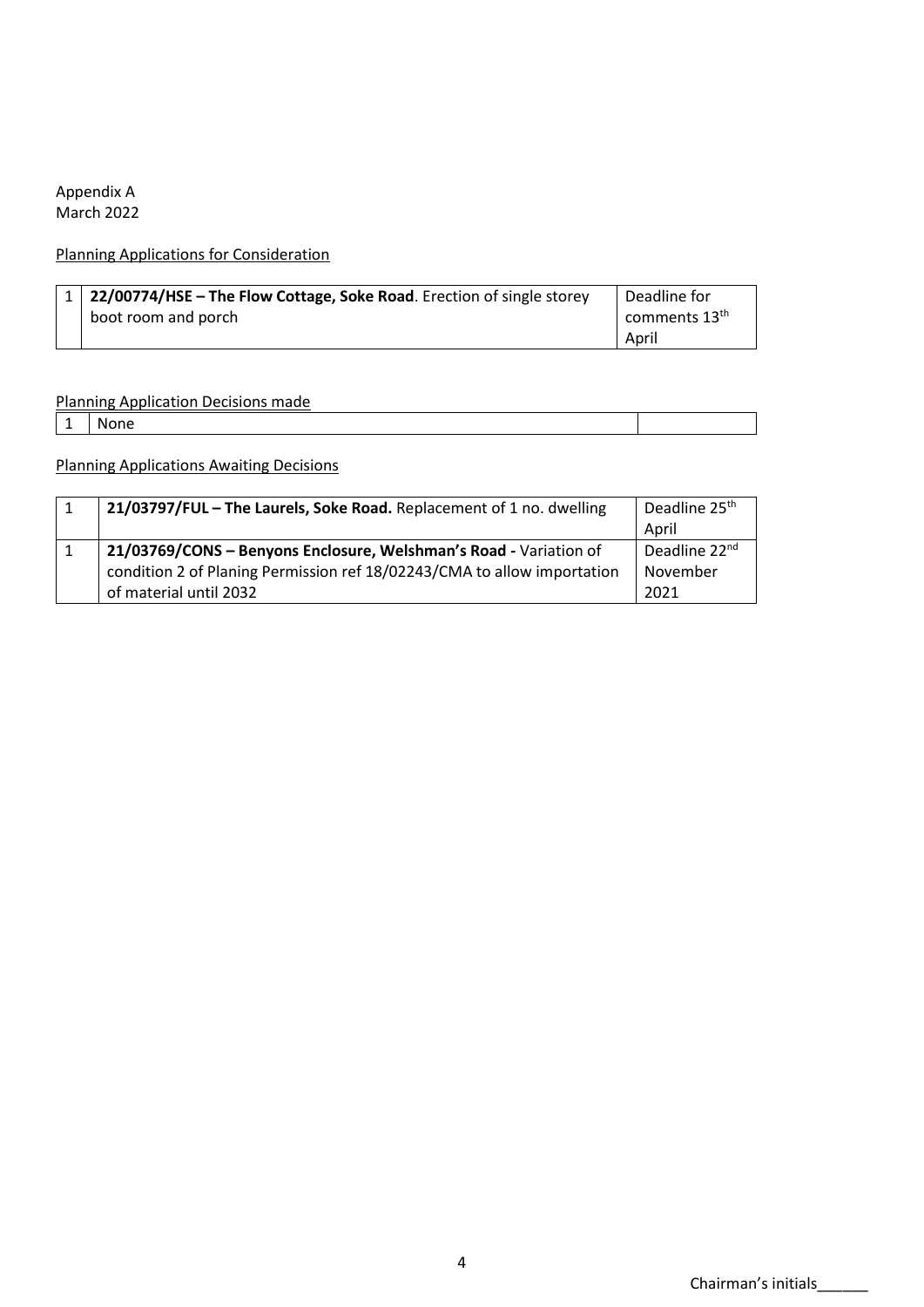Appendix A
March 2022

<u>Planning Applications for Consideration</u>

| | | |
|---|---|---|
| 1 | **22/00774/HSE – The Flow Cottage, Soke Road**. Erection of single storey boot room and porch | Deadline for comments 13th April |

<u>Planning Application Decisions made</u>

| | | |
|---|---|---|
| 1 | None | |

<u>Planning Applications Awaiting Decisions</u>

| | | |
|---|---|---|
| 1 | **21/03797/FUL – The Laurels, Soke Road.** Replacement of 1 no. dwelling | Deadline 25th April |
| 1 | **21/03769/CONS – Benyons Enclosure, Welshman's Road -** Variation of condition 2 of Planing Permission ref 18/02243/CMA to allow importation of material until 2032 | Deadline 22nd November 2021 |

Chairman's initials______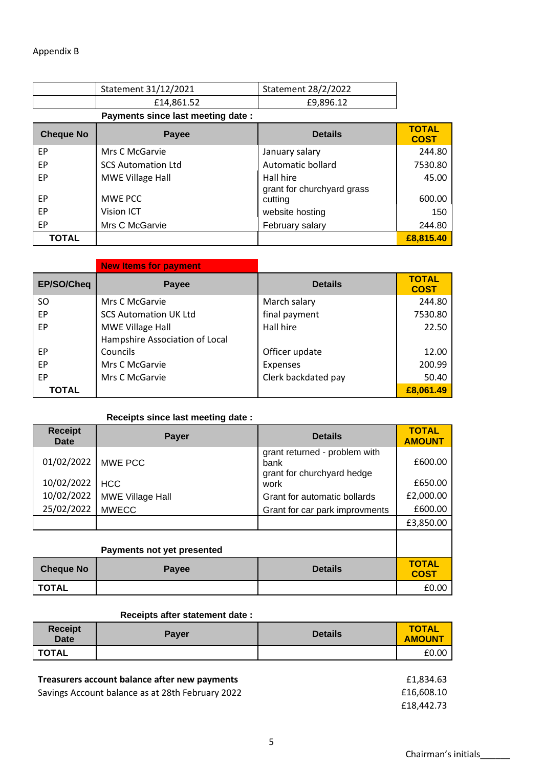Appendix B

| | Statement 31/12/2021 | Statement 28/2/2022 |
|---|---|---|
| | £14,861.52 | £9,896.12 |

**Payments since last meeting date :**

| Cheque No | Payee | Details | TOTAL COST |
|---|---|---|---|
| EP | Mrs C McGarvie | January salary | 244.80 |
| EP | SCS Automation Ltd | Automatic bollard | 7530.80 |
| EP | MWE Village Hall | Hall hire | 45.00 |
| EP | MWE PCC | grant for churchyard grass cutting | 600.00 |
| EP | Vision ICT | website hosting | 150 |
| EP | Mrs C McGarvie | February salary | 244.80 |
| **TOTAL** | | | **£8,815.40** |

**New Items for payment**

| EP/SO/Cheq | Payee | Details | TOTAL COST |
|---|---|---|---|
| SO | Mrs C McGarvie | March salary | 244.80 |
| EP | SCS Automation UK Ltd | final payment | 7530.80 |
| EP | MWE Village Hall | Hall hire | 22.50 |
| EP | Hampshire Association of Local Councils | Officer update | 12.00 |
| EP | Mrs C McGarvie | Expenses | 200.99 |
| EP | Mrs C McGarvie | Clerk backdated pay | 50.40 |
| **TOTAL** | | | **£8,061.49** |

**Receipts since last meeting date :**

| Receipt Date | Payer | Details | TOTAL AMOUNT |
|---|---|---|---|
| 01/02/2022 | MWE PCC | grant returned - problem with bank | £600.00 |
| 10/02/2022 | HCC | grant for churchyard hedge work | £650.00 |
| 10/02/2022 | MWE Village Hall | Grant for automatic bollards | £2,000.00 |
| 25/02/2022 | MWECC | Grant for car park improvments | £600.00 |
| | | | £3,850.00 |

**Payments not yet presented**

| Cheque No | Payee | Details | TOTAL COST |
|---|---|---|---|
| **TOTAL** | | | £0.00 |

**Receipts after statement date :**

| Receipt Date | Payer | Details | TOTAL AMOUNT |
|---|---|---|---|
| **TOTAL** | | | £0.00 |

| | |
|---|---|
| **Treasurers account balance after new payments** | £1,834.63 |
| Savings Account balance as at 28th February 2022 | £16,608.10 |
| | £18,442.73 |

Chairman's initials______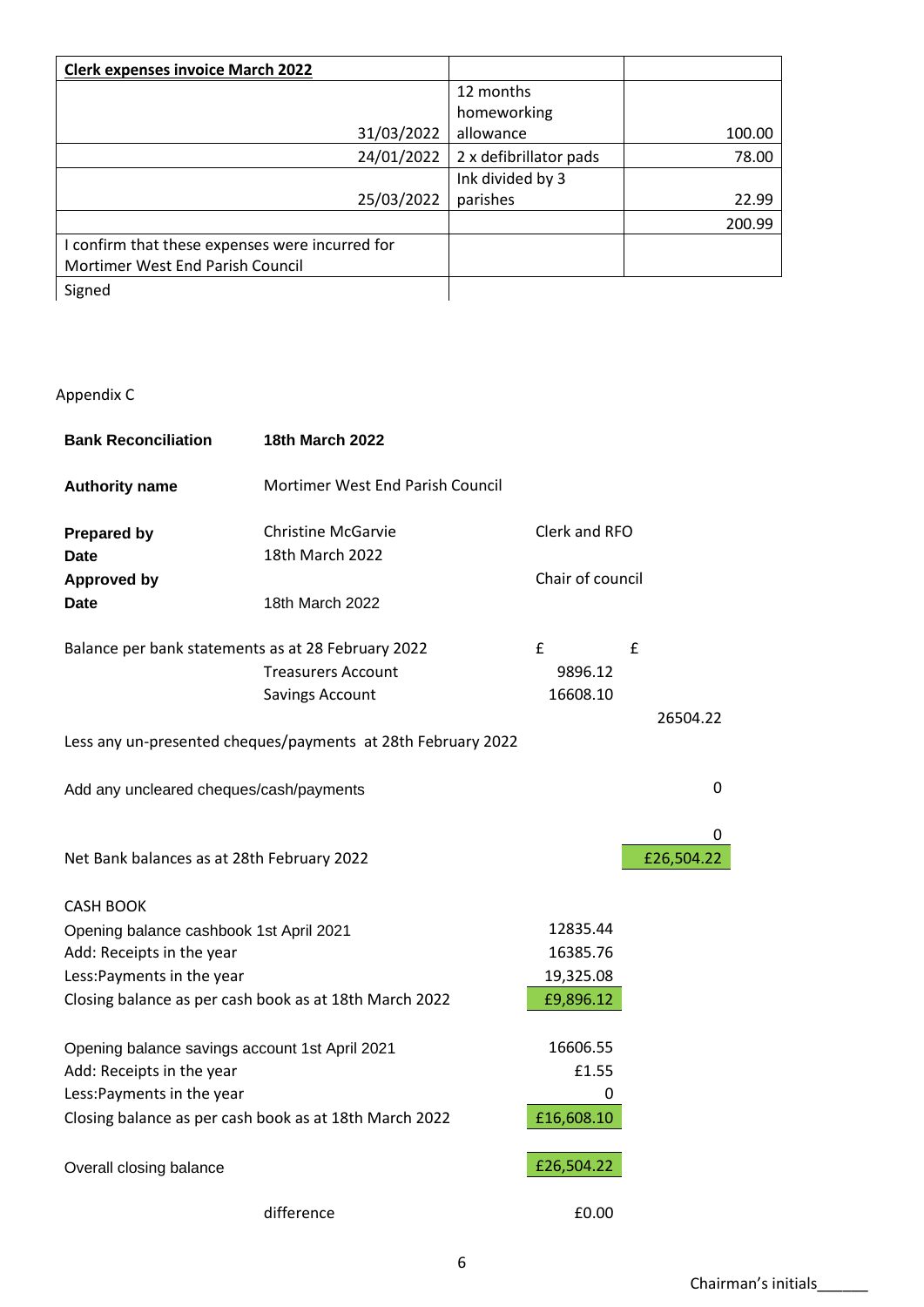| **Clerk expenses invoice March 2022** | | |
|---|---|---|
| | | |
| 31/03/2022 | 12 months homeworking allowance | 100.00 |
| 24/01/2022 | 2 x defibrillator pads | 78.00 |
| 25/03/2022 | Ink divided by 3 parishes | 22.99 |
| | | 200.99 |
| I confirm that these expenses were incurred for Mortimer West End Parish Council | | |
| Signed | | |

Appendix C

| | | | |
|---|---|---|---|
| **Bank Reconciliation** | **18th March 2022** | | |
| **Authority name** | Mortimer West End Parish Council | | |
| **Prepared by** | Christine McGarvie | Clerk and RFO | |
| **Date** | 18th March 2022 | | |
| **Approved by** | | Chair of council | |
| **Date** | 18th March 2022 | | |
| Balance per bank statements as at 28 February 2022 | | £ | £ |
| | Treasurers Account | 9896.12 | |
| | Savings Account | 16608.10 | |
| | | | 26504.22 |
| Less any un-presented cheques/payments at 28th February 2022 | | | |
| Add any uncleared cheques/cash/payments | | | 0 |
| | | | 0 |
| Net Bank balances as at 28th February 2022 | | | £26,504.22 |
| CASH BOOK | | | |
| Opening balance cashbook 1st April 2021 | | 12835.44 | |
| Add: Receipts in the year | | 16385.76 | |
| Less:Payments in the year | | 19,325.08 | |
| Closing balance as per cash book as at 18th March 2022 | | £9,896.12 | |
| Opening balance savings account 1st April 2021 | | 16606.55 | |
| Add: Receipts in the year | | £1.55 | |
| Less:Payments in the year | | 0 | |
| Closing balance as per cash book as at 18th March 2022 | | £16,608.10 | |
| Overall closing balance | | £26,504.22 | |
| | difference | £0.00 | |

Chairman's initials______